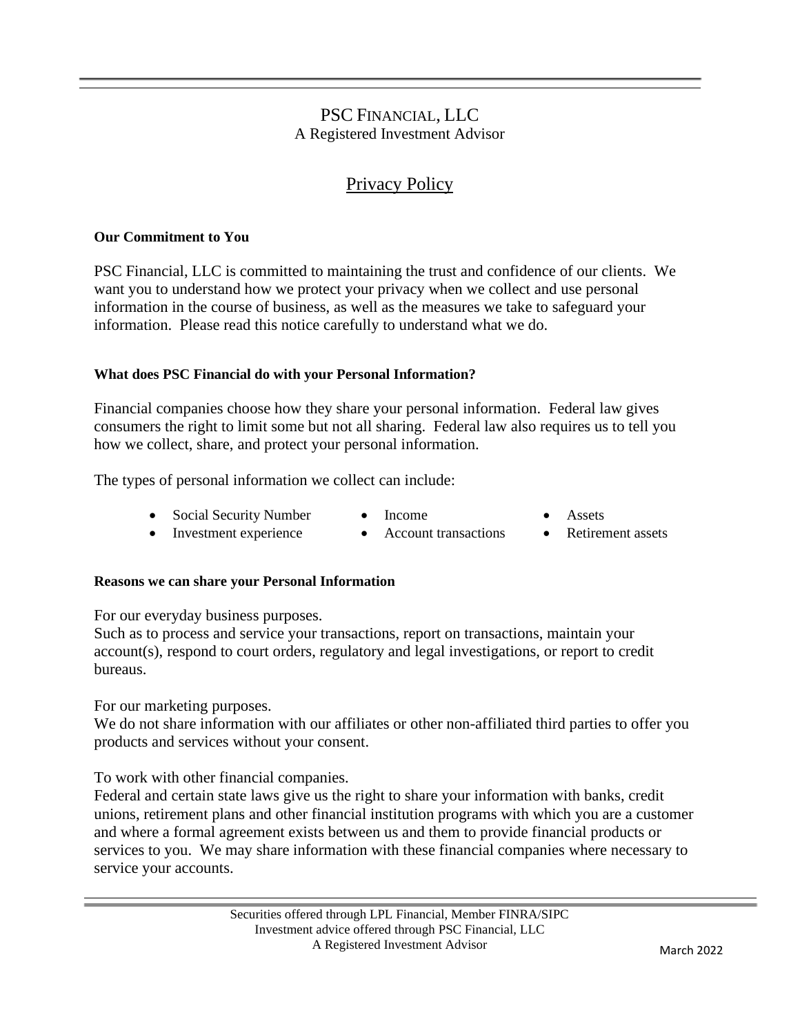# PSC FINANCIAL, LLC

A Registered Investment Advisor

## Privacy Policy

**Our Commitment to You**

PSC Financial, LLC is committed to maintaining the trust and confidence of our clients. We want you to understand how we protect your privacy when we collect and use personal information in the course of business, as well as the measures we take to safeguard your information. Please read this notice carefully to understand what we do.

**What does PSC Financial do with your Personal Information?**

Financial companies choose how they share your personal information. Federal law gives consumers the right to limit some but not all sharing. Federal law also requires us to tell you how we collect, share, and protect your personal information.

The types of personal information we collect can include:

- Social Security Number
- Income
- Assets
- Investment experience
- Account transactions
- Retirement assets

**Reasons we can share your Personal Information**

For our everyday business purposes.
Such as to process and service your transactions, report on transactions, maintain your account(s), respond to court orders, regulatory and legal investigations, or report to credit bureaus.

For our marketing purposes.
We do not share information with our affiliates or other non-affiliated third parties to offer you products and services without your consent.

To work with other financial companies.
Federal and certain state laws give us the right to share your information with banks, credit unions, retirement plans and other financial institution programs with which you are a customer and where a formal agreement exists between us and them to provide financial products or services to you. We may share information with these financial companies where necessary to service your accounts.

Securities offered through LPL Financial, Member FINRA/SIPC
Investment advice offered through PSC Financial, LLC
A Registered Investment Advisor

March 2022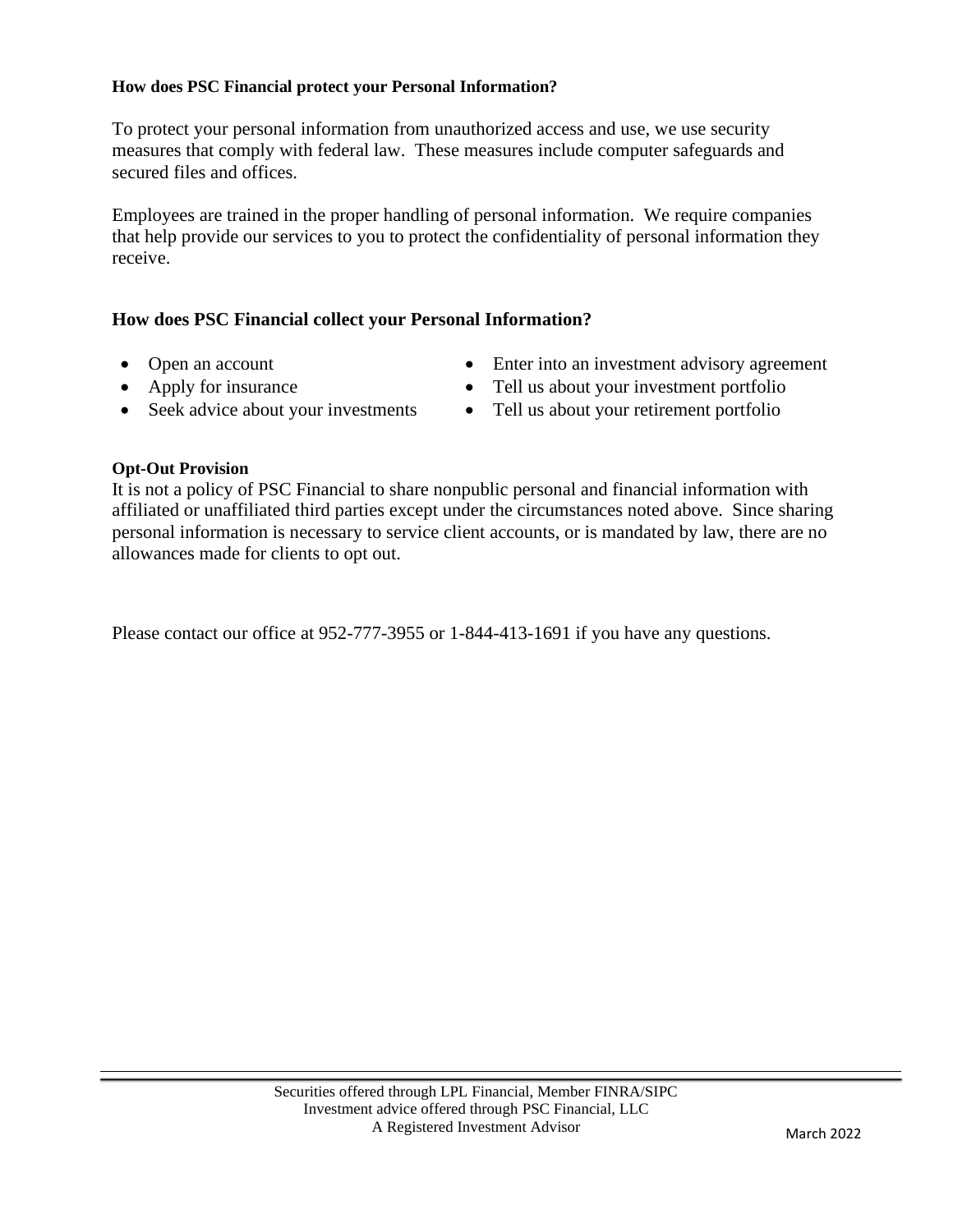### How does PSC Financial protect your Personal Information?

To protect your personal information from unauthorized access and use, we use security measures that comply with federal law. These measures include computer safeguards and secured files and offices.

Employees are trained in the proper handling of personal information. We require companies that help provide our services to you to protect the confidentiality of personal information they receive.

## How does PSC Financial collect your Personal Information?

- Open an account
- Apply for insurance
- Seek advice about your investments
- Enter into an investment advisory agreement
- Tell us about your investment portfolio
- Tell us about your retirement portfolio

**Opt-Out Provision**

It is not a policy of PSC Financial to share nonpublic personal and financial information with affiliated or unaffiliated third parties except under the circumstances noted above. Since sharing personal information is necessary to service client accounts, or is mandated by law, there are no allowances made for clients to opt out.

Please contact our office at 952-777-3955 or 1-844-413-1691 if you have any questions.

Securities offered through LPL Financial, Member FINRA/SIPC
Investment advice offered through PSC Financial, LLC
A Registered Investment Advisor

March 2022